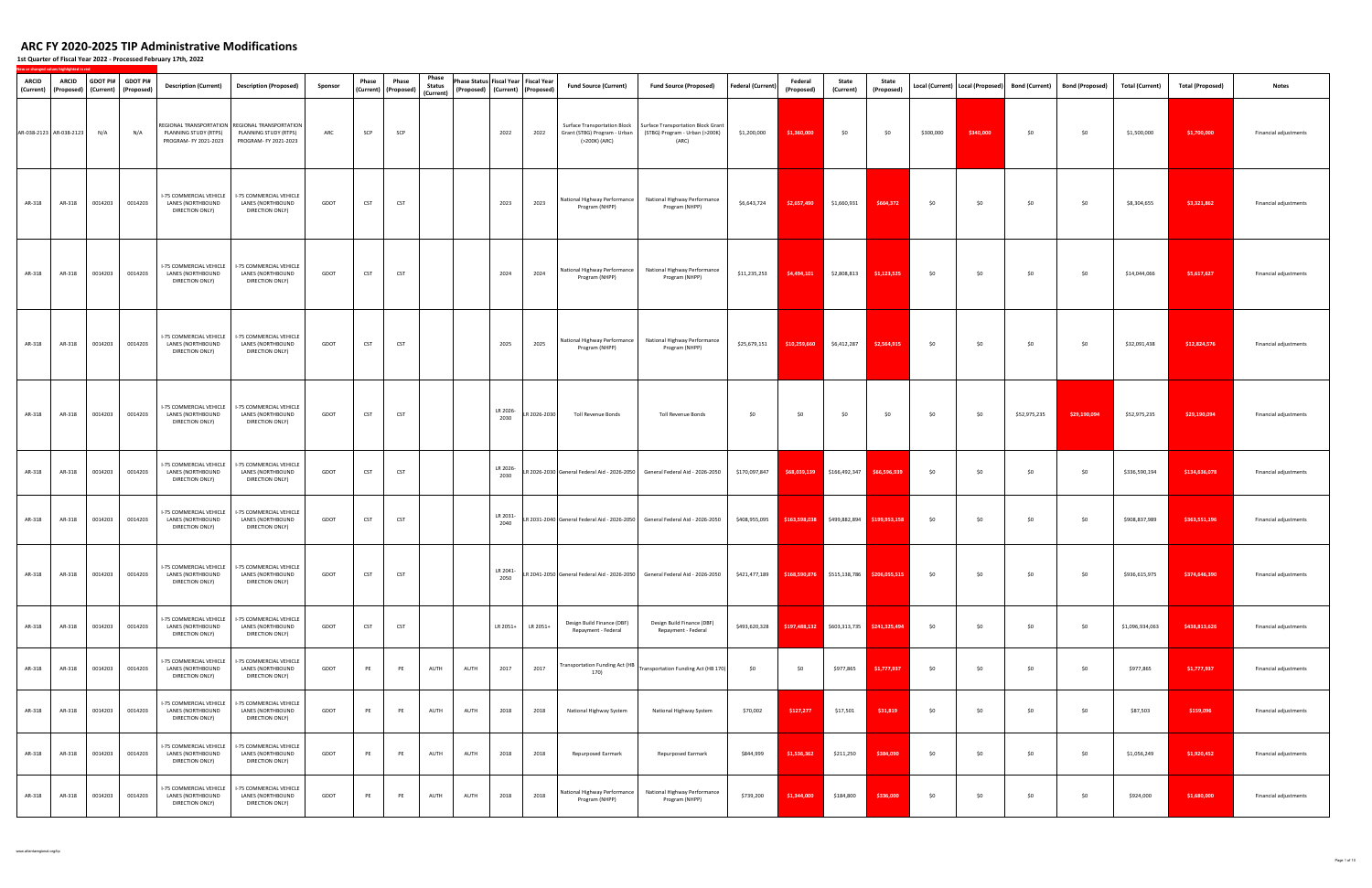# ARC FY 2020-2025 TIP Administrative Modifications

**1st Quarter of Fiscal Year 2022 - Processed February 17th, 2022**

New or changed values highlighted in red

| ARCID (Current) | ARCID (Proposed) | GDOT PI# (Current) | GDOT PI# (Proposed) | Description (Current) | Description (Proposed) | Sponsor | Phase (Current) | Phase (Proposed) | Phase Status (Current) | Phase Status (Proposed) | Fiscal Year (Current) | Fiscal Year (Proposed) | Fund Source (Current) | Fund Source (Proposed) | Federal (Current) | Federal (Proposed) | State (Current) | State (Proposed) | Local (Current) | Local (Proposed) | Bond (Current) | Bond (Proposed) | Total (Current) | Total (Proposed) | Notes |
|---|---|---|---|---|---|---|---|---|---|---|---|---|---|---|---|---|---|---|---|---|---|---|---|---|---|
| AR-038-2123 | AR-038-2123 | N/A | N/A | REGIONAL TRANSPORTATION PLANNING STUDY (RTPS) PROGRAM - FY 2021-2023 | REGIONAL TRANSPORTATION PLANNING STUDY (RTPS) PROGRAM - FY 2021-2023 | ARC | SCP | SCP | | | 2022 | 2022 | Surface Transportation Block Grant (STBG) Program - Urban (>200K) (ARC) | Surface Transportation Block Grant (STBG) Program - Urban (>200K) (ARC) | $1,200,000 | $1,360,000 | $0 | $0 | $300,000 | $340,000 | $0 | $0 | $1,500,000 | $1,700,000 | Financial adjustments |
| AR-318 | AR-318 | 0014203 | 0014203 | I-75 COMMERCIAL VEHICLE LANES (NORTHBOUND DIRECTION ONLY) | I-75 COMMERCIAL VEHICLE LANES (NORTHBOUND DIRECTION ONLY) | GDOT | CST | CST | | | 2023 | 2023 | National Highway Performance Program (NHPP) | National Highway Performance Program (NHPP) | $6,643,724 | $2,657,490 | $1,660,931 | $664,372 | $0 | $0 | $0 | $0 | $8,304,655 | $3,321,862 | Financial adjustments |
| AR-318 | AR-318 | 0014203 | 0014203 | I-75 COMMERCIAL VEHICLE LANES (NORTHBOUND DIRECTION ONLY) | I-75 COMMERCIAL VEHICLE LANES (NORTHBOUND DIRECTION ONLY) | GDOT | CST | CST | | | 2024 | 2024 | National Highway Performance Program (NHPP) | National Highway Performance Program (NHPP) | $11,235,253 | $4,494,101 | $2,808,813 | $1,123,525 | $0 | $0 | $0 | $0 | $14,044,066 | $5,617,627 | Financial adjustments |
| AR-318 | AR-318 | 0014203 | 0014203 | I-75 COMMERCIAL VEHICLE LANES (NORTHBOUND DIRECTION ONLY) | I-75 COMMERCIAL VEHICLE LANES (NORTHBOUND DIRECTION ONLY) | GDOT | CST | CST | | | 2025 | 2025 | National Highway Performance Program (NHPP) | National Highway Performance Program (NHPP) | $25,679,151 | $10,259,660 | $6,412,287 | $2,564,915 | $0 | $0 | $0 | $0 | $32,091,438 | $12,824,576 | Financial adjustments |
| AR-318 | AR-318 | 0014203 | 0014203 | I-75 COMMERCIAL VEHICLE LANES (NORTHBOUND DIRECTION ONLY) | I-75 COMMERCIAL VEHICLE LANES (NORTHBOUND DIRECTION ONLY) | GDOT | CST | CST | | | LR 2026-2030 | LR 2026-2030 | Toll Revenue Bonds | Toll Revenue Bonds | $0 | $0 | $0 | $0 | $0 | $0 | $52,975,235 | $29,190,094 | $52,975,235 | $29,190,094 | Financial adjustments |
| AR-318 | AR-318 | 0014203 | 0014203 | I-75 COMMERCIAL VEHICLE LANES (NORTHBOUND DIRECTION ONLY) | I-75 COMMERCIAL VEHICLE LANES (NORTHBOUND DIRECTION ONLY) | GDOT | CST | CST | | | LR 2026-2030 | LR 2026-2030 | General Federal Aid - 2026-2050 | General Federal Aid - 2026-2050 | $170,097,847 | $68,039,139 | $166,492,347 | $66,596,939 | $0 | $0 | $0 | $0 | $336,590,194 | $134,636,078 | Financial adjustments |
| AR-318 | AR-318 | 0014203 | 0014203 | I-75 COMMERCIAL VEHICLE LANES (NORTHBOUND DIRECTION ONLY) | I-75 COMMERCIAL VEHICLE LANES (NORTHBOUND DIRECTION ONLY) | GDOT | CST | CST | | | LR 2031-2040 | LR 2031-2040 | General Federal Aid - 2026-2050 | General Federal Aid - 2026-2050 | $408,955,095 | $163,598,038 | $499,882,894 | $199,953,158 | $0 | $0 | $0 | $0 | $908,837,989 | $363,551,196 | Financial adjustments |
| AR-318 | AR-318 | 0014203 | 0014203 | I-75 COMMERCIAL VEHICLE LANES (NORTHBOUND DIRECTION ONLY) | I-75 COMMERCIAL VEHICLE LANES (NORTHBOUND DIRECTION ONLY) | GDOT | CST | CST | | | LR 2041-2050 | LR 2041-2050 | General Federal Aid - 2026-2050 | General Federal Aid - 2026-2050 | $421,477,189 | $168,590,876 | $515,138,786 | $206,055,515 | $0 | $0 | $0 | $0 | $936,615,975 | $374,646,390 | Financial adjustments |
| AR-318 | AR-318 | 0014203 | 0014203 | I-75 COMMERCIAL VEHICLE LANES (NORTHBOUND DIRECTION ONLY) | I-75 COMMERCIAL VEHICLE LANES (NORTHBOUND DIRECTION ONLY) | GDOT | CST | CST | | | LR 2051+ | LR 2051+ | Design Build Finance (DBF) Repayment - Federal | Design Build Finance (DBF) Repayment - Federal | $493,620,328 | $197,488,132 | $603,313,735 | $241,325,494 | $0 | $0 | $0 | $0 | $1,096,934,063 | $438,813,626 | Financial adjustments |
| AR-318 | AR-318 | 0014203 | 0014203 | I-75 COMMERCIAL VEHICLE LANES (NORTHBOUND DIRECTION ONLY) | I-75 COMMERCIAL VEHICLE LANES (NORTHBOUND DIRECTION ONLY) | GDOT | PE | PE | AUTH | AUTH | 2017 | 2017 | Transportation Funding Act (HB 170) | Transportation Funding Act (HB 170) | $0 | $0 | $977,865 | $1,777,937 | $0 | $0 | $0 | $0 | $977,865 | $1,777,937 | Financial adjustments |
| AR-318 | AR-318 | 0014203 | 0014203 | I-75 COMMERCIAL VEHICLE LANES (NORTHBOUND DIRECTION ONLY) | I-75 COMMERCIAL VEHICLE LANES (NORTHBOUND DIRECTION ONLY) | GDOT | PE | PE | AUTH | AUTH | 2018 | 2018 | National Highway System | National Highway System | $70,002 | $127,277 | $17,501 | $31,819 | $0 | $0 | $0 | $0 | $87,503 | $159,096 | Financial adjustments |
| AR-318 | AR-318 | 0014203 | 0014203 | I-75 COMMERCIAL VEHICLE LANES (NORTHBOUND DIRECTION ONLY) | I-75 COMMERCIAL VEHICLE LANES (NORTHBOUND DIRECTION ONLY) | GDOT | PE | PE | AUTH | AUTH | 2018 | 2018 | Repurposed Earmark | Repurposed Earmark | $844,999 | $1,536,362 | $211,250 | $384,090 | $0 | $0 | $0 | $0 | $1,056,249 | $1,920,452 | Financial adjustments |
| AR-318 | AR-318 | 0014203 | 0014203 | I-75 COMMERCIAL VEHICLE LANES (NORTHBOUND DIRECTION ONLY) | I-75 COMMERCIAL VEHICLE LANES (NORTHBOUND DIRECTION ONLY) | GDOT | PE | PE | AUTH | AUTH | 2018 | 2018 | National Highway Performance Program (NHPP) | National Highway Performance Program (NHPP) | $739,200 | $1,344,000 | $184,800 | $336,000 | $0 | $0 | $0 | $0 | $924,000 | $1,680,000 | Financial adjustments |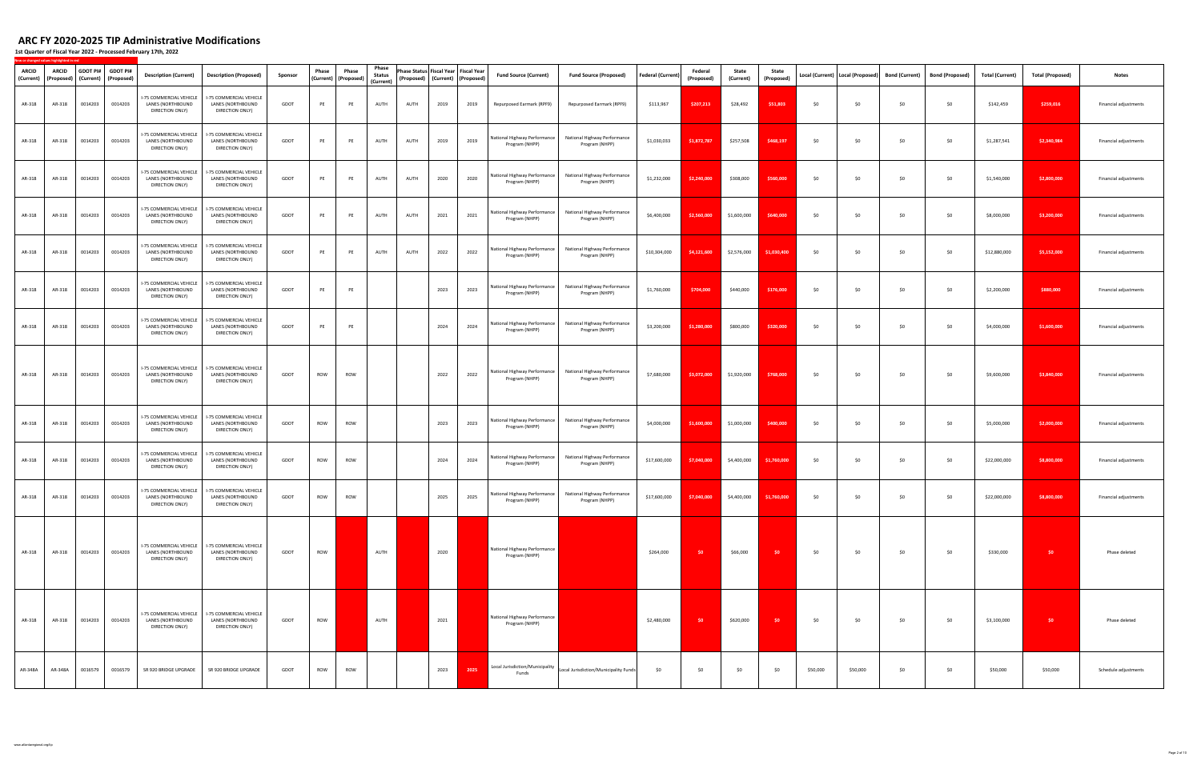# ARC FY 2020-2025 TIP Administrative Modifications

**1st Quarter of Fiscal Year 2022 - Processed February 17th, 2022**

New or changed values highlighted in red

| ARCID (Current) | ARCID (Proposed) | GDOT PI# (Current) | GDOT PI# (Proposed) | Description (Current) | Description (Proposed) | Sponsor | Phase (Current) | Phase (Proposed) | Phase Status (Current) | Phase Status (Proposed) | Fiscal Year (Current) | Fiscal Year (Proposed) | Fund Source (Current) | Fund Source (Proposed) | Federal (Current) | Federal (Proposed) | State (Current) | State (Proposed) | Local (Current) | Local (Proposed) | Bond (Current) | Bond (Proposed) | Total (Current) | Total (Proposed) | Notes |
|---|---|---|---|---|---|---|---|---|---|---|---|---|---|---|---|---|---|---|---|---|---|---|---|---|---|
| AR-318 | AR-318 | 0014203 | 0014203 | I-75 COMMERCIAL VEHICLE LANES (NORTHBOUND DIRECTION ONLY) | I-75 COMMERCIAL VEHICLE LANES (NORTHBOUND DIRECTION ONLY) | GDOT | PE | PE | AUTH | AUTH | 2019 | 2019 | Repurposed Earmark (RPF9) | Repurposed Earmark (RPF9) | $113,967 | $207,213 | $28,492 | $51,803 | $0 | $0 | $0 | $0 | $142,459 | $259,016 | Financial adjustments |
| AR-318 | AR-318 | 0014203 | 0014203 | I-75 COMMERCIAL VEHICLE LANES (NORTHBOUND DIRECTION ONLY) | I-75 COMMERCIAL VEHICLE LANES (NORTHBOUND DIRECTION ONLY) | GDOT | PE | PE | AUTH | AUTH | 2019 | 2019 | National Highway Performance Program (NHPP) | National Highway Performance Program (NHPP) | $1,030,033 | $1,872,787 | $257,508 | $468,197 | $0 | $0 | $0 | $0 | $1,287,541 | $2,340,984 | Financial adjustments |
| AR-318 | AR-318 | 0014203 | 0014203 | I-75 COMMERCIAL VEHICLE LANES (NORTHBOUND DIRECTION ONLY) | I-75 COMMERCIAL VEHICLE LANES (NORTHBOUND DIRECTION ONLY) | GDOT | PE | PE | AUTH | AUTH | 2020 | 2020 | National Highway Performance Program (NHPP) | National Highway Performance Program (NHPP) | $1,232,000 | $2,240,000 | $308,000 | $560,000 | $0 | $0 | $0 | $0 | $1,540,000 | $2,800,000 | Financial adjustments |
| AR-318 | AR-318 | 0014203 | 0014203 | I-75 COMMERCIAL VEHICLE LANES (NORTHBOUND DIRECTION ONLY) | I-75 COMMERCIAL VEHICLE LANES (NORTHBOUND DIRECTION ONLY) | GDOT | PE | PE | AUTH | AUTH | 2021 | 2021 | National Highway Performance Program (NHPP) | National Highway Performance Program (NHPP) | $6,400,000 | $2,560,000 | $1,600,000 | $640,000 | $0 | $0 | $0 | $0 | $8,000,000 | $3,200,000 | Financial adjustments |
| AR-318 | AR-318 | 0014203 | 0014203 | I-75 COMMERCIAL VEHICLE LANES (NORTHBOUND DIRECTION ONLY) | I-75 COMMERCIAL VEHICLE LANES (NORTHBOUND DIRECTION ONLY) | GDOT | PE | PE | AUTH | AUTH | 2022 | 2022 | National Highway Performance Program (NHPP) | National Highway Performance Program (NHPP) | $10,304,000 | $4,121,600 | $2,576,000 | $1,030,400 | $0 | $0 | $0 | $0 | $12,880,000 | $5,152,000 | Financial adjustments |
| AR-318 | AR-318 | 0014203 | 0014203 | I-75 COMMERCIAL VEHICLE LANES (NORTHBOUND DIRECTION ONLY) | I-75 COMMERCIAL VEHICLE LANES (NORTHBOUND DIRECTION ONLY) | GDOT | PE | PE | | | 2023 | 2023 | National Highway Performance Program (NHPP) | National Highway Performance Program (NHPP) | $1,760,000 | $704,000 | $440,000 | $176,000 | $0 | $0 | $0 | $0 | $2,200,000 | $880,000 | Financial adjustments |
| AR-318 | AR-318 | 0014203 | 0014203 | I-75 COMMERCIAL VEHICLE LANES (NORTHBOUND DIRECTION ONLY) | I-75 COMMERCIAL VEHICLE LANES (NORTHBOUND DIRECTION ONLY) | GDOT | PE | PE | | | 2024 | 2024 | National Highway Performance Program (NHPP) | National Highway Performance Program (NHPP) | $3,200,000 | $1,280,000 | $800,000 | $320,000 | $0 | $0 | $0 | $0 | $4,000,000 | $1,600,000 | Financial adjustments |
| AR-318 | AR-318 | 0014203 | 0014203 | I-75 COMMERCIAL VEHICLE LANES (NORTHBOUND DIRECTION ONLY) | I-75 COMMERCIAL VEHICLE LANES (NORTHBOUND DIRECTION ONLY) | GDOT | ROW | ROW | | | 2022 | 2022 | National Highway Performance Program (NHPP) | National Highway Performance Program (NHPP) | $7,680,000 | $3,072,000 | $1,920,000 | $768,000 | $0 | $0 | $0 | $0 | $9,600,000 | $3,840,000 | Financial adjustments |
| AR-318 | AR-318 | 0014203 | 0014203 | I-75 COMMERCIAL VEHICLE LANES (NORTHBOUND DIRECTION ONLY) | I-75 COMMERCIAL VEHICLE LANES (NORTHBOUND DIRECTION ONLY) | GDOT | ROW | ROW | | | 2023 | 2023 | National Highway Performance Program (NHPP) | National Highway Performance Program (NHPP) | $4,000,000 | $1,600,000 | $1,000,000 | $400,000 | $0 | $0 | $0 | $0 | $5,000,000 | $2,000,000 | Financial adjustments |
| AR-318 | AR-318 | 0014203 | 0014203 | I-75 COMMERCIAL VEHICLE LANES (NORTHBOUND DIRECTION ONLY) | I-75 COMMERCIAL VEHICLE LANES (NORTHBOUND DIRECTION ONLY) | GDOT | ROW | ROW | | | 2024 | 2024 | National Highway Performance Program (NHPP) | National Highway Performance Program (NHPP) | $17,600,000 | $7,040,000 | $4,400,000 | $1,760,000 | $0 | $0 | $0 | $0 | $22,000,000 | $8,800,000 | Financial adjustments |
| AR-318 | AR-318 | 0014203 | 0014203 | I-75 COMMERCIAL VEHICLE LANES (NORTHBOUND DIRECTION ONLY) | I-75 COMMERCIAL VEHICLE LANES (NORTHBOUND DIRECTION ONLY) | GDOT | ROW | ROW | | | 2025 | 2025 | National Highway Performance Program (NHPP) | National Highway Performance Program (NHPP) | $17,600,000 | $7,040,000 | $4,400,000 | $1,760,000 | $0 | $0 | $0 | $0 | $22,000,000 | $8,800,000 | Financial adjustments |
| AR-318 | AR-318 | 0014203 | 0014203 | I-75 COMMERCIAL VEHICLE LANES (NORTHBOUND DIRECTION ONLY) | I-75 COMMERCIAL VEHICLE LANES (NORTHBOUND DIRECTION ONLY) | GDOT | ROW | | AUTH | | 2020 | | National Highway Performance Program (NHPP) | | $264,000 | $0 | $66,000 | $0 | $0 | $0 | $0 | $0 | $330,000 | $0 | Phase deleted |
| AR-318 | AR-318 | 0014203 | 0014203 | I-75 COMMERCIAL VEHICLE LANES (NORTHBOUND DIRECTION ONLY) | I-75 COMMERCIAL VEHICLE LANES (NORTHBOUND DIRECTION ONLY) | GDOT | ROW | | AUTH | | 2021 | | National Highway Performance Program (NHPP) | | $2,480,000 | $0 | $620,000 | $0 | $0 | $0 | $0 | $0 | $3,100,000 | $0 | Phase deleted |
| AR-348A | AR-348A | 0016579 | 0016579 | SR 920 BRIDGE UPGRADE | SR 920 BRIDGE UPGRADE | GDOT | ROW | ROW | | | 2023 | 2025 | Local Jurisdiction/Municipality Funds | Local Jurisdiction/Municipality Funds | $0 | $0 | $0 | $0 | $50,000 | $50,000 | $0 | $0 | $50,000 | $50,000 | Schedule adjustments |

www.atlantaregional.org/tip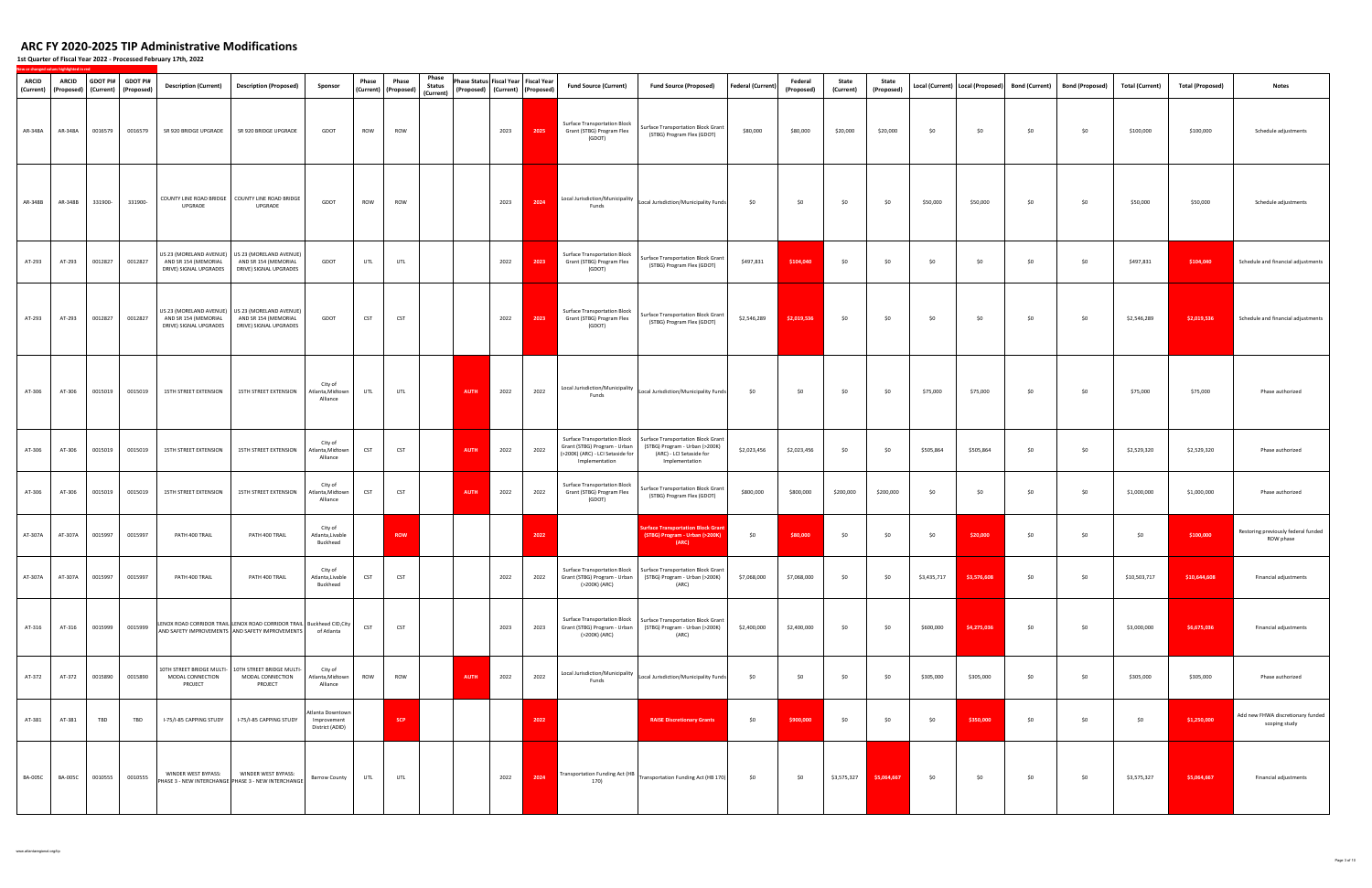# ARC FY 2020-2025 TIP Administrative Modifications

**1st Quarter of Fiscal Year 2022 - Processed February 17th, 2022**

New or changed values highlighted in red

| ARCID (Current) | ARCID (Proposed) | GDOT PI# (Current) | GDOT PI# (Proposed) | Description (Current) | Description (Proposed) | Sponsor | Phase (Current) | Phase (Proposed) | Phase Status (Current) | Phase Status (Proposed) | Fiscal Year (Current) | Fiscal Year (Proposed) | Fund Source (Current) | Fund Source (Proposed) | Federal (Current) | Federal (Proposed) | State (Current) | State (Proposed) | Local (Current) | Local (Proposed) | Bond (Current) | Bond (Proposed) | Total (Current) | Total (Proposed) | Notes |
|---|---|---|---|---|---|---|---|---|---|---|---|---|---|---|---|---|---|---|---|---|---|---|---|---|---|
| AR-348A | AR-348A | 0016579 | 0016579 | SR 920 BRIDGE UPGRADE | SR 920 BRIDGE UPGRADE | GDOT | ROW | ROW | | | 2023 | 2025 | Surface Transportation Block Grant (STBG) Program Flex (GDOT) | Surface Transportation Block Grant (STBG) Program Flex (GDOT) | $80,000 | $80,000 | $20,000 | $20,000 | $0 | $0 | $0 | $0 | $100,000 | $100,000 | Schedule adjustments |
| AR-348B | AR-348B | 331900- | 331900- | COUNTY LINE ROAD BRIDGE UPGRADE | COUNTY LINE ROAD BRIDGE UPGRADE | GDOT | ROW | ROW | | | 2023 | 2024 | Local Jurisdiction/Municipality Funds | Local Jurisdiction/Municipality Funds | $0 | $0 | $0 | $0 | $50,000 | $50,000 | $0 | $0 | $50,000 | $50,000 | Schedule adjustments |
| AT-293 | AT-293 | 0012827 | 0012827 | US 23 (MORELAND AVENUE) AND SR 154 (MEMORIAL DRIVE) SIGNAL UPGRADES | US 23 (MORELAND AVENUE) AND SR 154 (MEMORIAL DRIVE) SIGNAL UPGRADES | GDOT | UTL | UTL | | | 2022 | 2023 | Surface Transportation Block Grant (STBG) Program Flex (GDOT) | Surface Transportation Block Grant (STBG) Program Flex (GDOT) | $497,831 | $104,040 | $0 | $0 | $0 | $0 | $0 | $0 | $497,831 | $104,040 | Schedule and financial adjustments |
| AT-293 | AT-293 | 0012827 | 0012827 | US 23 (MORELAND AVENUE) AND SR 154 (MEMORIAL DRIVE) SIGNAL UPGRADES | US 23 (MORELAND AVENUE) AND SR 154 (MEMORIAL DRIVE) SIGNAL UPGRADES | GDOT | CST | CST | | | 2022 | 2023 | Surface Transportation Block Grant (STBG) Program Flex (GDOT) | Surface Transportation Block Grant (STBG) Program Flex (GDOT) | $2,546,289 | $2,019,536 | $0 | $0 | $0 | $0 | $0 | $0 | $2,546,289 | $2,019,536 | Schedule and financial adjustments |
| AT-306 | AT-306 | 0015019 | 0015019 | 15TH STREET EXTENSION | 15TH STREET EXTENSION | City of Atlanta,Midtown Alliance | UTL | UTL | | AUTH | 2022 | 2022 | Local Jurisdiction/Municipality Funds | Local Jurisdiction/Municipality Funds | $0 | $0 | $0 | $0 | $75,000 | $75,000 | $0 | $0 | $75,000 | $75,000 | Phase authorized |
| AT-306 | AT-306 | 0015019 | 0015019 | 15TH STREET EXTENSION | 15TH STREET EXTENSION | City of Atlanta,Midtown Alliance | CST | CST | | AUTH | 2022 | 2022 | Surface Transportation Block Grant (STBG) Program - Urban (>200K) (ARC) - LCI Setaside for Implementation | Surface Transportation Block Grant (STBG) Program - Urban (>200K) (ARC) - LCI Setaside for Implementation | $2,023,456 | $2,023,456 | $0 | $0 | $505,864 | $505,864 | $0 | $0 | $2,529,320 | $2,529,320 | Phase authorized |
| AT-306 | AT-306 | 0015019 | 0015019 | 15TH STREET EXTENSION | 15TH STREET EXTENSION | City of Atlanta,Midtown Alliance | CST | CST | | AUTH | 2022 | 2022 | Surface Transportation Block Grant (STBG) Program Flex (GDOT) | Surface Transportation Block Grant (STBG) Program Flex (GDOT) | $800,000 | $800,000 | $200,000 | $200,000 | $0 | $0 | $0 | $0 | $1,000,000 | $1,000,000 | Phase authorized |
| AT-307A | AT-307A | 0015997 | 0015997 | PATH 400 TRAIL | PATH 400 TRAIL | City of Atlanta,Livable Buckhead | | ROW | | | | 2022 | | Surface Transportation Block Grant (STBG) Program - Urban (>200K) (ARC) | $0 | $80,000 | $0 | $0 | $0 | $20,000 | $0 | $0 | $0 | $100,000 | Restoring previously federal funded ROW phase |
| AT-307A | AT-307A | 0015997 | 0015997 | PATH 400 TRAIL | PATH 400 TRAIL | City of Atlanta,Livable Buckhead | CST | CST | | | 2022 | 2022 | Surface Transportation Block Grant (STBG) Program - Urban (>200K) (ARC) | Surface Transportation Block Grant (STBG) Program - Urban (>200K) (ARC) | $7,068,000 | $7,068,000 | $0 | $0 | $3,435,717 | $3,576,608 | $0 | $0 | $10,503,717 | $10,644,608 | Financial adjustments |
| AT-316 | AT-316 | 0015999 | 0015999 | LENOX ROAD CORRIDOR TRAIL AND SAFETY IMPROVEMENTS | LENOX ROAD CORRIDOR TRAIL AND SAFETY IMPROVEMENTS | Buckhead CID,City of Atlanta | CST | CST | | | 2023 | 2023 | Surface Transportation Block Grant (STBG) Program - Urban (>200K) (ARC) | Surface Transportation Block Grant (STBG) Program - Urban (>200K) (ARC) | $2,400,000 | $2,400,000 | $0 | $0 | $600,000 | $4,275,036 | $0 | $0 | $3,000,000 | $6,675,036 | Financial adjustments |
| AT-372 | AT-372 | 0015890 | 0015890 | 10TH STREET BRIDGE MULTI-MODAL CONNECTION PROJECT | 10TH STREET BRIDGE MULTI-MODAL CONNECTION PROJECT | City of Atlanta,Midtown Alliance | ROW | ROW | | AUTH | 2022 | 2022 | Local Jurisdiction/Municipality Funds | Local Jurisdiction/Municipality Funds | $0 | $0 | $0 | $0 | $305,000 | $305,000 | $0 | $0 | $305,000 | $305,000 | Phase authorized |
| AT-381 | AT-381 | TBD | TBD | I-75/I-85 CAPPING STUDY | I-75/I-85 CAPPING STUDY | Atlanta Downtown Improvement District (ADID) | | SCP | | | | 2022 | | RAISE Discretionary Grants | $0 | $900,000 | $0 | $0 | $0 | $350,000 | $0 | $0 | $0 | $1,250,000 | Add new FHWA discretionary funded scoping study |
| BA-005C | BA-005C | 0010555 | 0010555 | WINDER WEST BYPASS: PHASE 3 - NEW INTERCHANGE | WINDER WEST BYPASS: PHASE 3 - NEW INTERCHANGE | Barrow County | UTL | UTL | | | 2022 | 2024 | Transportation Funding Act (HB 170) | Transportation Funding Act (HB 170) | $0 | $0 | $3,575,327 | $5,064,067 | $0 | $0 | $0 | $0 | $3,575,327 | $5,064,067 | Financial adjustments |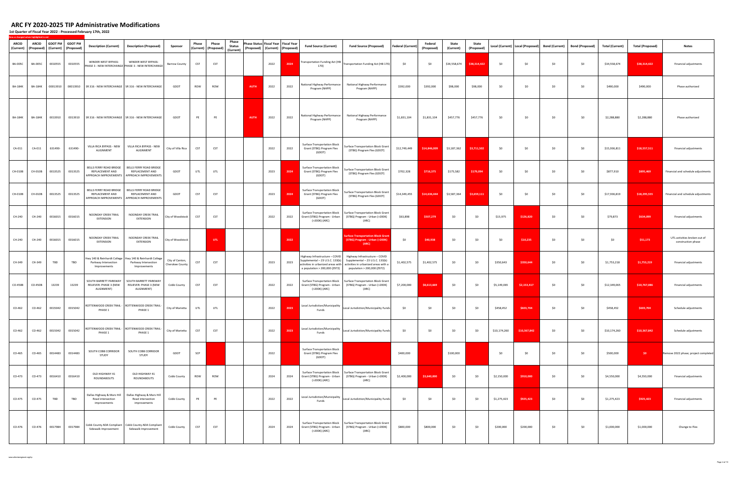# ARC FY 2020-2025 TIP Administrative Modifications

**1st Quarter of Fiscal Year 2022 - Processed February 17th, 2022**

New or changed values highlighted in red

| ARCID (Current) | ARCID (Proposed) | GDOT PI# (Current) | GDOT PI# (Proposed) | Description (Current) | Description (Proposed) | Sponsor | Phase (Current) | Phase (Proposed) | Phase Status (Current) | Phase Status (Proposed) | Fiscal Year (Current) | Fiscal Year (Proposed) | Fund Source (Current) | Fund Source (Proposed) | Federal (Current) | Federal (Proposed) | State (Current) | State (Proposed) | Local (Current) | Local (Proposed) | Bond (Current) | Bond (Proposed) | Total (Current) | Total (Proposed) | Notes |
|---|---|---|---|---|---|---|---|---|---|---|---|---|---|---|---|---|---|---|---|---|---|---|---|---|---|
| BA-005C | BA-005C | 0010555 | 0010555 | WINDER WEST BYPASS: PHASE 3 - NEW INTERCHANGE | WINDER WEST BYPASS: PHASE 3 - NEW INTERCHANGE | Barrow County | CST | CST | | | 2022 | 2024 | Transportation Funding Act (HB 170) | Transportation Funding Act (HB 170) | $0 | $0 | $34,558,674 | $38,314,422 | $0 | $0 | $0 | $0 | $34,558,674 | $38,314,422 | Financial adjustments |
| BA-184K | BA-184K | 00013910 | 00013910 | SR 316 - NEW INTERCHANGE | SR 316 - NEW INTERCHANGE | GDOT | ROW | ROW | | AUTH | 2022 | 2022 | National Highway Performance Program (NHPP) | National Highway Performance Program (NHPP) | $392,000 | $392,000 | $98,000 | $98,000 | $0 | $0 | $0 | $0 | $490,000 | $490,000 | Phase authorized |
| BA-184K | BA-184K | 0013910 | 0013910 | SR 316 - NEW INTERCHANGE | SR 316 - NEW INTERCHANGE | GDOT | PE | PE | | AUTH | 2022 | 2022 | National Highway Performance Program (NHPP) | National Highway Performance Program (NHPP) | $1,831,104 | $1,831,104 | $457,776 | $457,776 | $0 | $0 | $0 | $0 | $2,288,880 | $2,288,880 | Phase authorized |
| CA-011 | CA-011 | 631490- | 631490- | VILLA RICA BYPASS - NEW ALIGNMENT | VILLA RICA BYPASS - NEW ALIGNMENT | City of Villa Rica | CST | CST | | | 2022 | 2022 | Surface Transportation Block Grant (STBG) Program Flex (GDOT) | Surface Transportation Block Grant (STBG) Program Flex (GDOT) | $12,749,449 | $14,846,009 | $3,187,362 | $3,711,502 | $0 | $0 | $0 | $0 | $15,936,811 | $18,557,511 | Financial adjustments |
| CH-010B | CH-010B | 0013525 | 0013525 | BELLS FERRY ROAD BRIDGE REPLACEMENT AND APPROACH IMPROVEMENTS | BELLS FERRY ROAD BRIDGE REPLACEMENT AND APPROACH IMPROVEMENTS | GDOT | UTL | UTL | | | 2023 | 2024 | Surface Transportation Block Grant (STBG) Program Flex (GDOT) | Surface Transportation Block Grant (STBG) Program Flex (GDOT) | $702,328 | $716,375 | $175,582 | $179,094 | $0 | $0 | $0 | $0 | $877,910 | $895,469 | Financial and schedule adjustments |
| CH-010B | CH-010B | 0013525 | 0013525 | BELLS FERRY ROAD BRIDGE REPLACEMENT AND APPROACH IMPROVEMENTS | BELLS FERRY ROAD BRIDGE REPLACEMENT AND APPROACH IMPROVEMENTS | GDOT | CST | CST | | | 2023 | 2024 | Surface Transportation Block Grant (STBG) Program Flex (GDOT) | Surface Transportation Block Grant (STBG) Program Flex (GDOT) | $14,349,455 | $14,636,444 | $3,587,364 | $3,659,111 | $0 | $0 | $0 | $0 | $17,936,819 | $18,295,555 | Financial and schedule adjustments |
| CH-240 | CH-240 | 0016015 | 0016015 | NOONDAY CREEK TRAIL EXTENSION | NOONDAY CREEK TRAIL EXTENSION | City of Woodstock | CST | CST | | | 2022 | 2022 | Surface Transportation Block Grant (STBG) Program - Urban (>200K) (ARC) | Surface Transportation Block Grant (STBG) Program - Urban (>200K) (ARC) | $63,898 | $507,279 | $0 | $0 | $15,975 | $126,820 | $0 | $0 | $79,873 | $634,099 | Financial adjustments |
| CH-240 | CH-240 | 0016015 | 0016015 | NOONDAY CREEK TRAIL EXTENSION | NOONDAY CREEK TRAIL EXTENSION | City of Woodstock | | UTL | | | | 2022 | | Surface Transportation Block Grant (STBG) Program - Urban (>200K) (ARC) | $0 | $40,938 | $0 | $0 | $0 | $10,235 | $0 | $0 | $0 | $51,173 | UTL activities broken out of construction phase |
| CH-349 | CH-349 | TBD | TBD | Hwy 140 & Reinhardt College Parkway Intersection Improvements | Hwy 140 & Reinhardt College Parkway Intersection Improvements | City of Canton, Cherokee County | CST | CST | | | 2023 | 2023 | Highway Infrastructure – COVID Supplemental – 23 U.S.C. 133(b) activities in urbanized areas with a population > 200,000 (Z972) | Highway Infrastructure – COVID Supplemental – 23 U.S.C. 133(b) activities in urbanized areas with a population > 200,000 (Z972) | $1,402,575 | $1,402,575 | $0 | $0 | $350,643 | $350,644 | $0 | $0 | $1,753,218 | $1,753,219 | Financial adjustments |
| CO-450B | CO-450B | 13239 | 13239 | SOUTH BARRETT PARKWAY RELIEVER: PHASE 3 (NEW ALIGNMENT) | SOUTH BARRETT PARKWAY RELIEVER: PHASE 3 (NEW ALIGNMENT) | Cobb County | CST | CST | | | 2022 | 2022 | Surface Transportation Block Grant (STBG) Program - Urban (>200K) (ARC) | Surface Transportation Block Grant (STBG) Program - Urban (>200K) (ARC) | $7,200,000 | $8,613,669 | $0 | $0 | $5,149,065 | $2,153,417 | $0 | $0 | $12,349,065 | $10,767,086 | Financial adjustments |
| CO-462 | CO-462 | 0015042 | 0015042 | ROTTENWOOD CREEK TRAIL - PHASE 1 | ROTTENWOOD CREEK TRAIL - PHASE 1 | City of Marietta | UTL | UTL | | | 2022 | 2023 | Local Jurisdiction/Municipality Funds | Local Jurisdiction/Municipality Funds | $0 | $0 | $0 | $0 | $458,452 | $603,704 | $0 | $0 | $458,452 | $603,704 | Schedule adjustments |
| CO-462 | CO-462 | 0015042 | 0015042 | ROTTENWOOD CREEK TRAIL - PHASE 1 | ROTTENWOOD CREEK TRAIL - PHASE 1 | City of Marietta | CST | CST | | | 2022 | 2023 | Local Jurisdiction/Municipality Funds | Local Jurisdiction/Municipality Funds | $0 | $0 | $0 | $0 | $10,174,260 | $10,367,842 | $0 | $0 | $10,174,260 | $10,367,842 | Schedule adjustments |
| CO-465 | CO-465 | 0014483 | 0014483 | SOUTH COBB CORRIDOR STUDY | SOUTH COBB CORRIDOR STUDY | GDOT | SCP | | | | 2022 | | Surface Transportation Block Grant (STBG) Program Flex (GDOT) | | $400,000 | | $100,000 | | $0 | $0 | $0 | $0 | $500,000 | $0 | Remove 2022 phase; project completed |
| CO-473 | CO-473 | 0016410 | 0016410 | OLD HIGHWAY 41 ROUNDABOUTS | OLD HIGHWAY 41 ROUNDABOUTS | Cobb County | ROW | ROW | | | 2024 | 2024 | Surface Transportation Block Grant (STBG) Program - Urban (>200K) (ARC) | Surface Transportation Block Grant (STBG) Program - Urban (>200K) (ARC) | $2,400,000 | $3,640,000 | $0 | $0 | $2,150,000 | $910,000 | $0 | $0 | $4,550,000 | $4,550,000 | Financial adjustments |
| CO-475 | CO-475 | TBD | TBD | Dallas Highway & Mars Hill Road intersection improvements | Dallas Highway & Mars Hill Road intersection improvements | Cobb County | PE | PE | | | 2022 | 2022 | Local Jurisdiction/Municipality Funds | Local Jurisdiction/Municipality Funds | $0 | $0 | $0 | $0 | $1,275,423 | $925,423 | $0 | $0 | $1,275,423 | $925,423 | Financial adjustments |
| CO-476 | CO-476 | 0017984 | 0017984 | Cobb County ADA Compliant Sidewalk Improvement | Cobb County ADA Compliant Sidewalk Improvement | Cobb County | CST | CST | | | 2024 | 2024 | Surface Transportation Block Grant (STBG) Program - Urban (>200K) (ARC) | Surface Transportation Block Grant (STBG) Program - Urban (>200K) (ARC) | $800,000 | $800,000 | $0 | $0 | $200,000 | $200,000 | $0 | $0 | $1,000,000 | $1,000,000 | Change to Flex |

www.atlantaregional.org/tip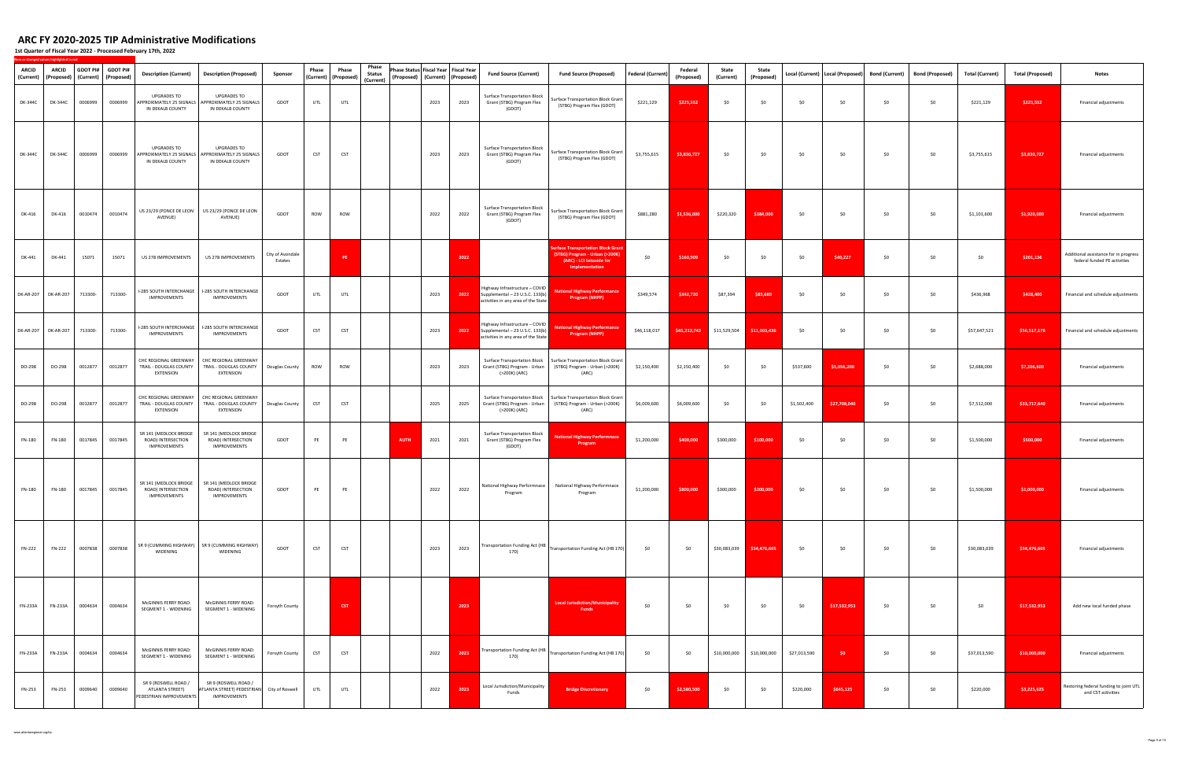# ARC FY 2020-2025 TIP Administrative Modifications

**1st Quarter of Fiscal Year 2022 - Processed February 17th, 2022**

New or changed values highlighted in red

| ARCID (Current) | ARCID (Proposed) | GDOT PI# (Current) | GDOT PI# (Proposed) | Description (Current) | Description (Proposed) | Sponsor | Phase (Current) | Phase (Proposed) | Phase Status (Current) | Phase Status (Proposed) | Fiscal Year (Current) | Fiscal Year (Proposed) | Fund Source (Current) | Fund Source (Proposed) | Federal (Current) | Federal (Proposed) | State (Current) | State (Proposed) | Local (Current) | Local (Proposed) | Bond (Current) | Bond (Proposed) | Total (Current) | Total (Proposed) | Notes |
|---|---|---|---|---|---|---|---|---|---|---|---|---|---|---|---|---|---|---|---|---|---|---|---|---|---|
| DK-344C | DK-344C | 0006999 | 0006999 | UPGRADES TO APPROXIMATELY 25 SIGNALS IN DEKALB COUNTY | UPGRADES TO APPROXIMATELY 25 SIGNALS IN DEKALB COUNTY | GDOT | UTL | UTL | | | 2023 | 2023 | Surface Transportation Block Grant (STBG) Program Flex (GDOT) | Surface Transportation Block Grant (STBG) Program Flex (GDOT) | $221,129 | $225,552 | $0 | $0 | $0 | $0 | $0 | $0 | $221,129 | $225,552 | Financial adjustments |
| DK-344C | DK-344C | 0006999 | 0006999 | UPGRADES TO APPROXIMATELY 25 SIGNALS IN DEKALB COUNTY | UPGRADES TO APPROXIMATELY 25 SIGNALS IN DEKALB COUNTY | GDOT | CST | CST | | | 2023 | 2023 | Surface Transportation Block Grant (STBG) Program Flex (GDOT) | Surface Transportation Block Grant (STBG) Program Flex (GDOT) | $3,755,615 | $3,830,727 | $0 | $0 | $0 | $0 | $0 | $0 | $3,755,615 | $3,830,727 | Financial adjustments |
| DK-416 | DK-416 | 0010474 | 0010474 | US 23/29 (PONCE DE LEON AVENUE) | US 23/29 (PONCE DE LEON AVENUE) | GDOT | ROW | ROW | | | 2022 | 2022 | Surface Transportation Block Grant (STBG) Program Flex (GDOT) | Surface Transportation Block Grant (STBG) Program Flex (GDOT) | $881,280 | $1,536,000 | $220,320 | $384,000 | $0 | $0 | $0 | $0 | $1,101,600 | $1,920,000 | Financial adjustments |
| DK-441 | DK-441 | 15071 | 15071 | US 278 IMPROVEMENTS | US 278 IMPROVEMENTS | City of Avondale Estates | | PE | | | | 2022 | | Surface Transportation Block Grant (STBG) Program - Urban (>200K) (ARC) - LCI Setaside for Implementation | $0 | $160,909 | $0 | $0 | $0 | $40,227 | $0 | $0 | $0 | $201,136 | Additional assistance for in progress federal funded PE activities |
| DK-AR-207 | DK-AR-207 | 713300- | 713300- | I-285 SOUTH INTERCHANGE IMPROVEMENTS | I-285 SOUTH INTERCHANGE IMPROVEMENTS | GDOT | UTL | UTL | | | 2023 | 2022 | Highway Infrastructure – COVID Supplemental – 23 U.S.C. 133(b) activities in any area of the State | National Highway Performance Program (NHPP) | $349,574 | $342,720 | $87,394 | $85,680 | $0 | $0 | $0 | $0 | $436,968 | $428,400 | Financial and schedule adjustments |
| DK-AR-207 | DK-AR-207 | 713300- | 713300- | I-285 SOUTH INTERCHANGE IMPROVEMENTS | I-285 SOUTH INTERCHANGE IMPROVEMENTS | GDOT | CST | CST | | | 2023 | 2022 | Highway Infrastructure – COVID Supplemental – 23 U.S.C. 133(b) activities in any area of the State | National Highway Performance Program (NHPP) | $46,118,017 | $45,213,742 | $11,529,504 | $11,303,436 | $0 | $0 | $0 | $0 | $57,647,521 | $56,517,178 | Financial and schedule adjustments |
| DO-298 | DO-298 | 0012877 | 0012877 | CHC REGIONAL GREENWAY TRAIL - DOUGLAS COUNTY EXTENSION | CHC REGIONAL GREENWAY TRAIL - DOUGLAS COUNTY EXTENSION | Douglas County | ROW | ROW | | | 2023 | 2023 | Surface Transportation Block Grant (STBG) Program - Urban (>200K) (ARC) | Surface Transportation Block Grant (STBG) Program - Urban (>200K) (ARC) | $2,150,400 | $2,150,400 | $0 | $0 | $537,600 | $5,056,200 | $0 | $0 | $2,688,000 | $7,206,600 | Financial adjustments |
| DO-298 | DO-298 | 0012877 | 0012877 | CHC REGIONAL GREENWAY TRAIL - DOUGLAS COUNTY EXTENSION | CHC REGIONAL GREENWAY TRAIL - DOUGLAS COUNTY EXTENSION | Douglas County | CST | CST | | | 2025 | 2025 | Surface Transportation Block Grant (STBG) Program - Urban (>200K) (ARC) | Surface Transportation Block Grant (STBG) Program - Urban (>200K) (ARC) | $6,009,600 | $6,009,600 | $0 | $0 | $1,502,400 | $27,708,040 | $0 | $0 | $7,512,000 | $33,717,640 | Financial adjustments |
| FN-180 | FN-180 | 0017845 | 0017845 | SR 141 (MEDLOCK BRIDGE ROAD) INTERSECTION IMPROVEMENTS | SR 141 (MEDLOCK BRIDGE ROAD) INTERSECTION IMPROVEMENTS | GDOT | PE | PE | | AUTH | 2021 | 2021 | Surface Transportation Block Grant (STBG) Program Flex (GDOT) | National Highway Performnace Program | $1,200,000 | $400,000 | $300,000 | $100,000 | $0 | $0 | $0 | $0 | $1,500,000 | $500,000 | Financial adjustments |
| FN-180 | FN-180 | 0017845 | 0017845 | SR 141 (MEDLOCK BRIDGE ROAD) INTERSECTION IMPROVEMENTS | SR 141 (MEDLOCK BRIDGE ROAD) INTERSECTION IMPROVEMENTS | GDOT | PE | PE | | | 2022 | 2022 | National Highway Performnace Program | National Highway Performnace Program | $1,200,000 | $800,000 | $300,000 | $200,000 | $0 | $0 | $0 | $0 | $1,500,000 | $1,000,000 | Financial adjustments |
| FN-222 | FN-222 | 0007838 | 0007838 | SR 9 (CUMMING HIGHWAY) WIDENING | SR 9 (CUMMING HIGHWAY) WIDENING | GDOT | CST | CST | | | 2023 | 2023 | Transportation Funding Act (HB 170) | Transportation Funding Act (HB 170) | $0 | $0 | $30,083,039 | $34,476,605 | $0 | $0 | $0 | $0 | $30,083,039 | $34,476,605 | Financial adjustments |
| FN-233A | FN-233A | 0004634 | 0004634 | McGINNIS FERRY ROAD: SEGMENT 1 - WIDENING | McGINNIS FERRY ROAD: SEGMENT 1 - WIDENING | Forsyth County | | CST | | | | 2023 | | Local Jurisdiction/Municipality Funds | $0 | $0 | $0 | $0 | $0 | $17,532,953 | $0 | $0 | $0 | $17,532,953 | Add new local funded phase |
| FN-233A | FN-233A | 0004634 | 0004634 | McGINNIS FERRY ROAD: SEGMENT 1 - WIDENING | McGINNIS FERRY ROAD: SEGMENT 1 - WIDENING | Forsyth County | CST | CST | | | 2022 | 2023 | Transportation Funding Act (HB 170) | Transportation Funding Act (HB 170) | $0 | $0 | $10,000,000 | $10,000,000 | $27,013,590 | $0 | $0 | $0 | $37,013,590 | $10,000,000 | Financial adjustments |
| FN-253 | FN-253 | 0009640 | 0009640 | SR 9 (ROSWELL ROAD / ATLANTA STREET) PEDESTRIAN IMPROVEMENTS | SR 9 (ROSWELL ROAD / ATLANTA STREET) PEDESTRIAN IMPROVEMENTS | City of Roswell | UTL | UTL | | | 2022 | 2023 | Local Jurisdiction/Municipality Funds | Bridge Discretionary | $0 | $2,580,500 | $0 | $0 | $220,000 | $645,125 | $0 | $0 | $220,000 | $3,225,625 | Restoring federal funding to joint UTL and CST activities |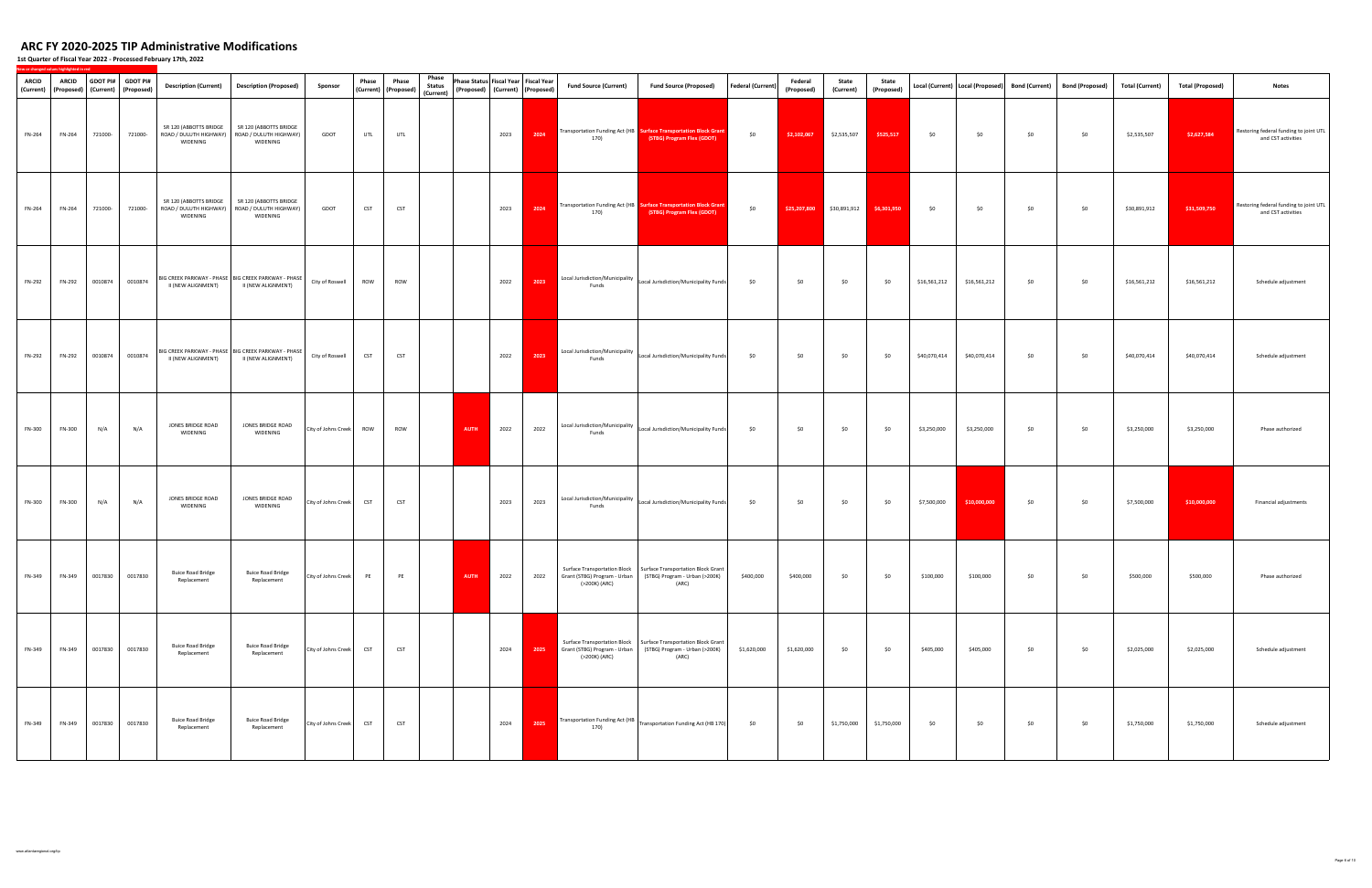# ARC FY 2020-2025 TIP Administrative Modifications

**1st Quarter of Fiscal Year 2022 - Processed February 17th, 2022**

New or changed values highlighted in red

| ARCID (Current) | ARCID (Proposed) | GDOT PI# (Current) | GDOT PI# (Proposed) | Description (Current) | Description (Proposed) | Sponsor | Phase (Current) | Phase (Proposed) | Phase Status (Current) | Phase Status (Proposed) | Fiscal Year (Current) | Fiscal Year (Proposed) | Fund Source (Current) | Fund Source (Proposed) | Federal (Current) | Federal (Proposed) | State (Current) | State (Proposed) | Local (Current) | Local (Proposed) | Bond (Current) | Bond (Proposed) | Total (Current) | Total (Proposed) | Notes |
|---|---|---|---|---|---|---|---|---|---|---|---|---|---|---|---|---|---|---|---|---|---|---|---|---|---|
| FN-264 | FN-264 | 721000- | 721000- | SR 120 (ABBOTTS BRIDGE ROAD / DULUTH HIGHWAY) WIDENING | SR 120 (ABBOTTS BRIDGE ROAD / DULUTH HIGHWAY) WIDENING | GDOT | UTL | UTL | | | 2023 | 2024 | Transportation Funding Act (HB 170) | Surface Transportation Block Grant (STBG) Program Flex (GDOT) | $0 | $2,102,067 | $2,535,507 | $525,517 | $0 | $0 | $0 | $0 | $2,535,507 | $2,627,584 | Restoring federal funding to joint UTL and CST activities |
| FN-264 | FN-264 | 721000- | 721000- | SR 120 (ABBOTTS BRIDGE ROAD / DULUTH HIGHWAY) WIDENING | SR 120 (ABBOTTS BRIDGE ROAD / DULUTH HIGHWAY) WIDENING | GDOT | CST | CST | | | 2023 | 2024 | Transportation Funding Act (HB 170) | Surface Transportation Block Grant (STBG) Program Flex (GDOT) | $0 | $25,207,800 | $30,891,912 | $6,301,950 | $0 | $0 | $0 | $0 | $30,891,912 | $31,509,750 | Restoring federal funding to joint UTL and CST activities |
| FN-292 | FN-292 | 0010874 | 0010874 | BIG CREEK PARKWAY - PHASE II (NEW ALIGNMENT) | BIG CREEK PARKWAY - PHASE II (NEW ALIGNMENT) | City of Roswell | ROW | ROW | | | 2022 | 2023 | Local Jurisdiction/Municipality Funds | Local Jurisdiction/Municipality Funds | $0 | $0 | $0 | $0 | $16,561,212 | $16,561,212 | $0 | $0 | $16,561,212 | $16,561,212 | Schedule adjustment |
| FN-292 | FN-292 | 0010874 | 0010874 | BIG CREEK PARKWAY - PHASE II (NEW ALIGNMENT) | BIG CREEK PARKWAY - PHASE II (NEW ALIGNMENT) | City of Roswell | CST | CST | | | 2022 | 2023 | Local Jurisdiction/Municipality Funds | Local Jurisdiction/Municipality Funds | $0 | $0 | $0 | $0 | $40,070,414 | $40,070,414 | $0 | $0 | $40,070,414 | $40,070,414 | Schedule adjustment |
| FN-300 | FN-300 | N/A | N/A | JONES BRIDGE ROAD WIDENING | JONES BRIDGE ROAD WIDENING | City of Johns Creek | ROW | ROW | | AUTH | 2022 | 2022 | Local Jurisdiction/Municipality Funds | Local Jurisdiction/Municipality Funds | $0 | $0 | $0 | $0 | $3,250,000 | $3,250,000 | $0 | $0 | $3,250,000 | $3,250,000 | Phase authorized |
| FN-300 | FN-300 | N/A | N/A | JONES BRIDGE ROAD WIDENING | JONES BRIDGE ROAD WIDENING | City of Johns Creek | CST | CST | | | 2023 | 2023 | Local Jurisdiction/Municipality Funds | Local Jurisdiction/Municipality Funds | $0 | $0 | $0 | $0 | $7,500,000 | $10,000,000 | $0 | $0 | $7,500,000 | $10,000,000 | Financial adjustments |
| FN-349 | FN-349 | 0017830 | 0017830 | Buice Road Bridge Replacement | Buice Road Bridge Replacement | City of Johns Creek | PE | PE | | AUTH | 2022 | 2022 | Surface Transportation Block Grant (STBG) Program - Urban (>200K) (ARC) | Surface Transportation Block Grant (STBG) Program - Urban (>200K) (ARC) | $400,000 | $400,000 | $0 | $0 | $100,000 | $100,000 | $0 | $0 | $500,000 | $500,000 | Phase authorized |
| FN-349 | FN-349 | 0017830 | 0017830 | Buice Road Bridge Replacement | Buice Road Bridge Replacement | City of Johns Creek | CST | CST | | | 2024 | 2025 | Surface Transportation Block Grant (STBG) Program - Urban (>200K) (ARC) | Surface Transportation Block Grant (STBG) Program - Urban (>200K) (ARC) | $1,620,000 | $1,620,000 | $0 | $0 | $405,000 | $405,000 | $0 | $0 | $2,025,000 | $2,025,000 | Schedule adjustment |
| FN-349 | FN-349 | 0017830 | 0017830 | Buice Road Bridge Replacement | Buice Road Bridge Replacement | City of Johns Creek | CST | CST | | | 2024 | 2025 | Transportation Funding Act (HB 170) | Transportation Funding Act (HB 170) | $0 | $0 | $1,750,000 | $1,750,000 | $0 | $0 | $0 | $0 | $1,750,000 | $1,750,000 | Schedule adjustment |

www.atlantaregional.org/tip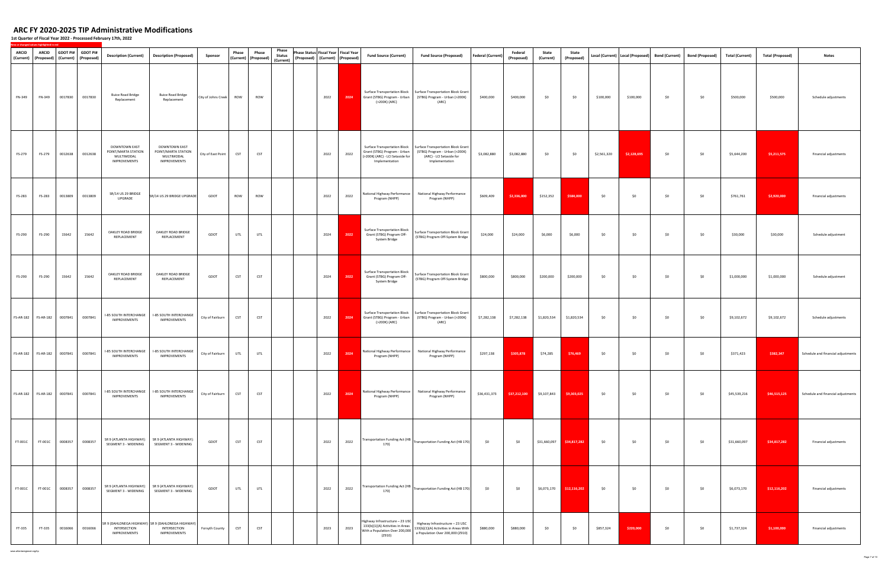# ARC FY 2020-2025 TIP Administrative Modifications

**1st Quarter of Fiscal Year 2022 - Processed February 17th, 2022**

New or changed values highlighted in red

| ARCID (Current) | ARCID (Proposed) | GDOT PI# (Current) | GDOT PI# (Proposed) | Description (Current) | Description (Proposed) | Sponsor | Phase (Current) | Phase (Proposed) | Phase Status (Current) | Phase Status (Proposed) | Fiscal Year (Current) | Fiscal Year (Proposed) | Fund Source (Current) | Fund Source (Proposed) | Federal (Current) | Federal (Proposed) | State (Current) | State (Proposed) | Local (Current) | Local (Proposed) | Bond (Current) | Bond (Proposed) | Total (Current) | Total (Proposed) | Notes |
|---|---|---|---|---|---|---|---|---|---|---|---|---|---|---|---|---|---|---|---|---|---|---|---|---|---|
| FN-349 | FN-349 | 0017830 | 0017830 | Buice Road Bridge Replacement | Buice Road Bridge Replacement | City of Johns Creek | ROW | ROW | | | 2022 | 2024 | Surface Transportation Block Grant (STBG) Program - Urban (>200K) (ARC) | Surface Transportation Block Grant (STBG) Program - Urban (>200K) (ARC) | $400,000 | $400,000 | $0 | $0 | $100,000 | $100,000 | $0 | $0 | $500,000 | $500,000 | Schedule adjustments |
| FS-279 | FS-279 | 0012638 | 0012638 | DOWNTOWN EAST POINT/MARTA STATION MULTIMODAL IMPROVEMENTS | DOWNTOWN EAST POINT/MARTA STATION MULTIMODAL IMPROVEMENTS | City of East Point | CST | CST | | | 2022 | 2022 | Surface Transportation Block Grant (STBG) Program - Urban (>200K) (ARC) - LCI Setaside for Implementation | Surface Transportation Block Grant (STBG) Program - Urban (>200K) (ARC) - LCI Setaside for Implementation | $3,082,880 | $3,082,880 | $0 | $0 | $2,561,320 | $2,128,695 | $0 | $0 | $5,644,200 | $5,211,575 | Financial adjustments |
| FS-283 | FS-283 | 0013809 | 0013809 | SR/14 US 29 BRIDGE UPGRADE | SR/14 US 29 BRIDGE UPGRADE | GDOT | ROW | ROW | | | 2022 | 2022 | National Highway Performance Program (NHPP) | National Highway Performance Program (NHPP) | $609,409 | $2,336,000 | $152,352 | $584,000 | $0 | $0 | $0 | $0 | $761,761 | $2,920,000 | Financial adjustments |
| FS-290 | FS-290 | 15642 | 15642 | OAKLEY ROAD BRIDGE REPLACEMENT | OAKLEY ROAD BRIDGE REPLACEMENT | GDOT | UTL | UTL | | | 2024 | 2022 | Surface Transportation Block Grant (STBG) Program Off-System Bridge | Surface Transportation Block Grant (STBG) Program Off-System Bridge | $24,000 | $24,000 | $6,000 | $6,000 | $0 | $0 | $0 | $0 | $30,000 | $30,000 | Schedule adjustment |
| FS-290 | FS-290 | 15642 | 15642 | OAKLEY ROAD BRIDGE REPLACEMENT | OAKLEY ROAD BRIDGE REPLACEMENT | GDOT | CST | CST | | | 2024 | 2022 | Surface Transportation Block Grant (STBG) Program Off-System Bridge | Surface Transportation Block Grant (STBG) Program Off-System Bridge | $800,000 | $800,000 | $200,000 | $200,000 | $0 | $0 | $0 | $0 | $1,000,000 | $1,000,000 | Schedule adjustment |
| FS-AR-182 | FS-AR-182 | 0007841 | 0007841 | I-85 SOUTH INTERCHANGE IMPROVEMENTS | I-85 SOUTH INTERCHANGE IMPROVEMENTS | City of Fairburn | CST | CST | | | 2022 | 2024 | Surface Transportation Block Grant (STBG) Program - Urban (>200K) (ARC) | Surface Transportation Block Grant (STBG) Program - Urban (>200K) (ARC) | $7,282,138 | $7,282,138 | $1,820,534 | $1,820,534 | $0 | $0 | $0 | $0 | $9,102,672 | $9,102,672 | Schedule adjustments |
| FS-AR-182 | FS-AR-182 | 0007841 | 0007841 | I-85 SOUTH INTERCHANGE IMPROVEMENTS | I-85 SOUTH INTERCHANGE IMPROVEMENTS | City of Fairburn | UTL | UTL | | | 2022 | 2024 | National Highway Performance Program (NHPP) | National Highway Performance Program (NHPP) | $297,138 | $305,878 | $74,285 | $76,469 | $0 | $0 | $0 | $0 | $371,423 | $382,347 | Schedule and financial adjustments |
| FS-AR-182 | FS-AR-182 | 0007841 | 0007841 | I-85 SOUTH INTERCHANGE IMPROVEMENTS | I-85 SOUTH INTERCHANGE IMPROVEMENTS | City of Fairburn | CST | CST | | | 2022 | 2024 | National Highway Performance Program (NHPP) | National Highway Performance Program (NHPP) | $36,431,373 | $37,212,100 | $9,107,843 | $9,303,025 | $0 | $0 | $0 | $0 | $45,539,216 | $46,515,125 | Schedule and financial adjustments |
| FT-001C | FT-001C | 0008357 | 0008357 | SR 9 (ATLANTA HIGHWAY): SEGMENT 3 - WIDENING | SR 9 (ATLANTA HIGHWAY): SEGMENT 3 - WIDENING | GDOT | CST | CST | | | 2022 | 2022 | Transportation Funding Act (HB 170) | Transportation Funding Act (HB 170) | $0 | $0 | $31,660,097 | $34,817,282 | $0 | $0 | $0 | $0 | $31,660,097 | $34,817,282 | Financial adjustments |
| FT-001C | FT-001C | 0008357 | 0008357 | SR 9 (ATLANTA HIGHWAY): SEGMENT 3 - WIDENING | SR 9 (ATLANTA HIGHWAY): SEGMENT 3 - WIDENING | GDOT | UTL | UTL | | | 2022 | 2022 | Transportation Funding Act (HB 170) | Transportation Funding Act (HB 170) | $0 | $0 | $6,073,170 | $12,116,202 | $0 | $0 | $0 | $0 | $6,073,170 | $12,116,202 | Financial adjustments |
| FT-335 | FT-335 | 0016066 | 0016066 | SR 9 (DAHLONEGA HIGHWAY) INTERSECTION IMPROVEMENTS | SR 9 (DAHLONEGA HIGHWAY) INTERSECTION IMPROVEMENTS | Forsyth County | CST | CST | | | 2023 | 2023 | Highway Infrastructure -- 23 USC 133(b)(1)(A) Activities in Areas With a Population Over 200,000 (Z910) | Highway Infrastructure -- 23 USC 133(b)(1)(A) Activities in Areas With a Population Over 200,000 (Z910) | $880,000 | $880,000 | $0 | $0 | $857,324 | $220,000 | $0 | $0 | $1,737,324 | $1,100,000 | Financial adjustments |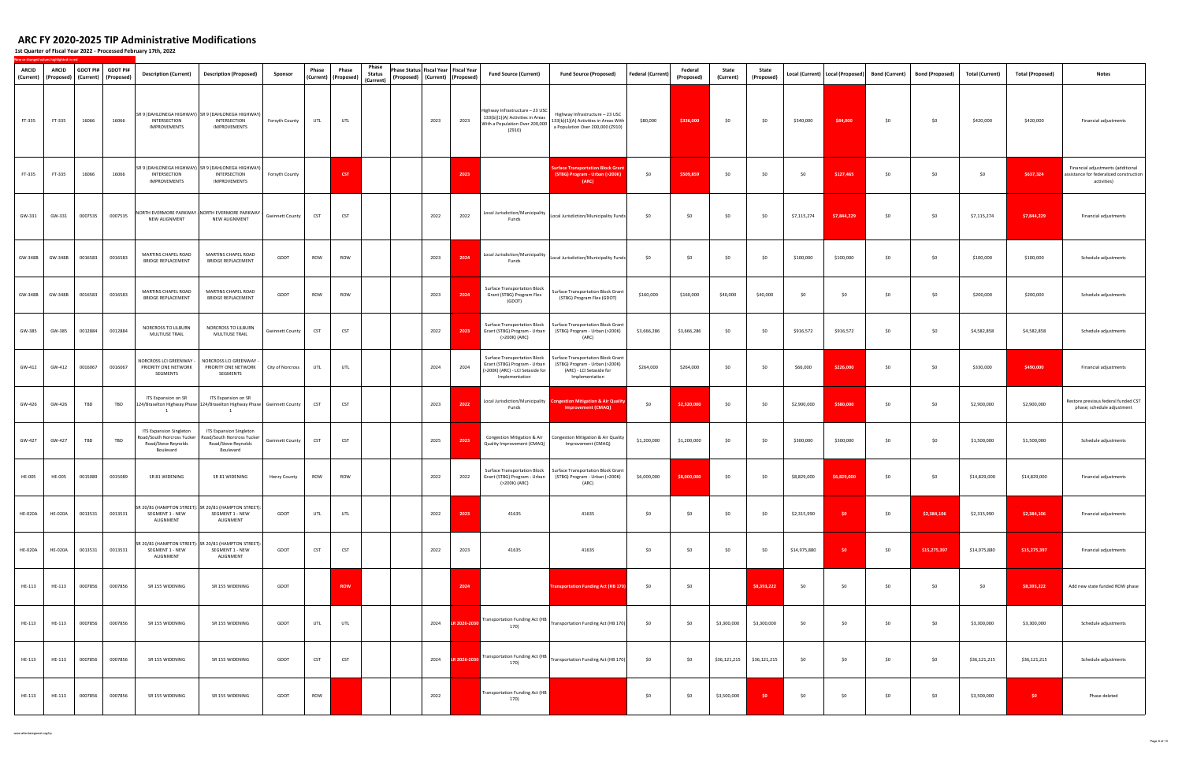# ARC FY 2020-2025 TIP Administrative Modifications

**1st Quarter of Fiscal Year 2022 - Processed February 17th, 2022**

New or changed values highlighted in red

| ARCID (Current) | ARCID (Proposed) | GDOT PI# (Current) | GDOT PI# (Proposed) | Description (Current) | Description (Proposed) | Sponsor | Phase (Current) | Phase (Proposed) | Phase Status (Current) | Phase Status (Proposed) | Fiscal Year (Current) | Fiscal Year (Proposed) | Fund Source (Current) | Fund Source (Proposed) | Federal (Current) | Federal (Proposed) | State (Current) | State (Proposed) | Local (Current) | Local (Proposed) | Bond (Current) | Bond (Proposed) | Total (Current) | Total (Proposed) | Notes |
|---|---|---|---|---|---|---|---|---|---|---|---|---|---|---|---|---|---|---|---|---|---|---|---|---|---|
| FT-335 | FT-335 | 16066 | 16066 | SR 9 (DAHLONEGA HIGHWAY) INTERSECTION IMPROVEMENTS | SR 9 (DAHLONEGA HIGHWAY) INTERSECTION IMPROVEMENTS | Forsyth County | UTL | UTL | | | 2023 | 2023 | Highway Infrastructure – 23 USC 133(b)(1)(A) Activities in Areas With a Population Over 200,000 (Z910) | Highway Infrastructure – 23 USC 133(b)(1)(A) Activities in Areas With a Population Over 200,000 (Z910) | $80,000 | $336,000 | $0 | $0 | $340,000 | $84,000 | $0 | $0 | $420,000 | $420,000 | Financial adjustments |
| FT-335 | FT-335 | 16066 | 16066 | SR 9 (DAHLONEGA HIGHWAY) INTERSECTION IMPROVEMENTS | SR 9 (DAHLONEGA HIGHWAY) INTERSECTION IMPROVEMENTS | Forsyth County | | CST | | | | 2023 | | Surface Transportation Block Grant (STBG) Program - Urban (>200K) (ARC) | $0 | $509,859 | $0 | $0 | $0 | $127,465 | $0 | $0 | $0 | $637,324 | Financial adjustments (additional assistance for federalized construction activities) |
| GW-331 | GW-331 | 0007535 | 0007535 | NORTH EVERMORE PARKWAY - NEW ALIGNMENT | NORTH EVERMORE PARKWAY - NEW ALIGNMENT | Gwinnett County | CST | CST | | | 2022 | 2022 | Local Jurisdiction/Municipality Funds | Local Jurisdiction/Municipality Funds | $0 | $0 | $0 | $0 | $7,115,274 | $7,844,229 | $0 | $0 | $7,115,274 | $7,844,229 | Financial adjustments |
| GW-348B | GW-348B | 0016583 | 0016583 | MARTINS CHAPEL ROAD BRIDGE REPLACEMENT | MARTINS CHAPEL ROAD BRIDGE REPLACEMENT | GDOT | ROW | ROW | | | 2023 | 2024 | Local Jurisdiction/Municipality Funds | Local Jurisdiction/Municipality Funds | $0 | $0 | $0 | $0 | $100,000 | $100,000 | $0 | $0 | $100,000 | $100,000 | Schedule adjustments |
| GW-348B | GW-348B | 0016583 | 0016583 | MARTINS CHAPEL ROAD BRIDGE REPLACEMENT | MARTINS CHAPEL ROAD BRIDGE REPLACEMENT | GDOT | ROW | ROW | | | 2023 | 2024 | Surface Transportation Block Grant (STBG) Program Flex (GDOT) | Surface Transportation Block Grant (STBG) Program Flex (GDOT) | $160,000 | $160,000 | $40,000 | $40,000 | $0 | $0 | $0 | $0 | $200,000 | $200,000 | Schedule adjustments |
| GW-385 | GW-385 | 0012884 | 0012884 | NORCROSS TO LILBURN MULTIUSE TRAIL | NORCROSS TO LILBURN MULTIUSE TRAIL | Gwinnett County | CST | CST | | | 2022 | 2023 | Surface Transportation Block Grant (STBG) Program - Urban (>200K) (ARC) | Surface Transportation Block Grant (STBG) Program - Urban (>200K) (ARC) | $3,666,286 | $3,666,286 | $0 | $0 | $916,572 | $916,572 | $0 | $0 | $4,582,858 | $4,582,858 | Schedule adjustments |
| GW-412 | GW-412 | 0016067 | 0016067 | NORCROSS LCI GREENWAY - PRIORITY ONE NETWORK SEGMENTS | NORCROSS LCI GREENWAY - PRIORITY ONE NETWORK SEGMENTS | City of Norcross | UTL | UTL | | | 2024 | 2024 | Surface Transportation Block Grant (STBG) Program - Urban (>200K) (ARC) - LCI Setaside for Implementation | Surface Transportation Block Grant (STBG) Program - Urban (>200K) (ARC) - LCI Setaside for Implementation | $264,000 | $264,000 | $0 | $0 | $66,000 | $226,000 | $0 | $0 | $330,000 | $490,000 | Financial adjustments |
| GW-426 | GW-426 | TBD | TBD | ITS Expansion on SR 124/Braselton Highway Phase 1 | ITS Expansion on SR 124/Braselton Highway Phase 1 | Gwinnett County | CST | CST | | | 2023 | 2022 | Local Jurisdiction/Municipality Funds | Congestion Mitigation & Air Quality Improvement (CMAQ) | $0 | $2,320,000 | $0 | $0 | $2,900,000 | $580,000 | $0 | $0 | $2,900,000 | $2,900,000 | Restore previous federal funded CST phase; schedule adjustment |
| GW-427 | GW-427 | TBD | TBD | ITS Expansion Singleton Road/South Norcross Tucker Road/Steve Reynolds Boulevard | ITS Expansion Singleton Road/South Norcross Tucker Road/Steve Reynolds Boulevard | Gwinnett County | CST | CST | | | 2025 | 2023 | Congestion Mitigation & Air Quality Improvement (CMAQ) | Congestion Mitigation & Air Quality Improvement (CMAQ) | $1,200,000 | $1,200,000 | $0 | $0 | $300,000 | $300,000 | $0 | $0 | $1,500,000 | $1,500,000 | Schedule adjustments |
| HE-005 | HE-005 | 0015089 | 0015089 | SR 81 WIDENING | SR 81 WIDENING | Henry County | ROW | ROW | | | 2022 | 2022 | Surface Transportation Block Grant (STBG) Program - Urban (>200K) (ARC) | Surface Transportation Block Grant (STBG) Program - Urban (>200K) (ARC) | $6,000,000 | $8,000,000 | $0 | $0 | $8,829,000 | $6,829,000 | $0 | $0 | $14,829,000 | $14,829,000 | Financial adjustments |
| HE-020A | HE-020A | 0013531 | 0013531 | SR 20/81 (HAMPTON STREET): SEGMENT 1 - NEW ALIGNMENT | SR 20/81 (HAMPTON STREET): SEGMENT 1 - NEW ALIGNMENT | GDOT | UTL | UTL | | | 2022 | 2023 | 41635 | 41635 | $0 | $0 | $0 | $0 | $2,315,990 | $0 | $0 | $2,384,106 | $2,315,990 | $2,384,106 | Financial adjustments |
| HE-020A | HE-020A | 0013531 | 0013531 | SR 20/81 (HAMPTON STREET): SEGMENT 1 - NEW ALIGNMENT | SR 20/81 (HAMPTON STREET): SEGMENT 1 - NEW ALIGNMENT | GDOT | CST | CST | | | 2022 | 2023 | 41635 | 41635 | $0 | $0 | $0 | $0 | $14,975,880 | $0 | $0 | $15,275,397 | $14,975,880 | $15,275,397 | Financial adjustments |
| HE-113 | HE-113 | 0007856 | 0007856 | SR 155 WIDENING | SR 155 WIDENING | GDOT | | ROW | | | | 2024 | | Transportation Funding Act (HB 170) | $0 | $0 | | $8,393,222 | $0 | $0 | $0 | $0 | $0 | $8,393,222 | Add new state funded ROW phase |
| HE-113 | HE-113 | 0007856 | 0007856 | SR 155 WIDENING | SR 155 WIDENING | GDOT | UTL | UTL | | | 2024 | LR 2026-2030 | Transportation Funding Act (HB 170) | Transportation Funding Act (HB 170) | $0 | $0 | $3,300,000 | $3,300,000 | $0 | $0 | $0 | $0 | $3,300,000 | $3,300,000 | Schedule adjustments |
| HE-113 | HE-113 | 0007856 | 0007856 | SR 155 WIDENING | SR 155 WIDENING | GDOT | CST | CST | | | 2024 | LR 2026-2030 | Transportation Funding Act (HB 170) | Transportation Funding Act (HB 170) | $0 | $0 | $36,121,215 | $36,121,215 | $0 | $0 | $0 | $0 | $36,121,215 | $36,121,215 | Schedule adjustments |
| HE-113 | HE-113 | 0007856 | 0007856 | SR 155 WIDENING | SR 155 WIDENING | GDOT | ROW | | | | 2022 | | Transportation Funding Act (HB 170) | | $0 | $0 | $3,500,000 | $0 | $0 | $0 | $0 | $0 | $3,500,000 | $0 | Phase deleted |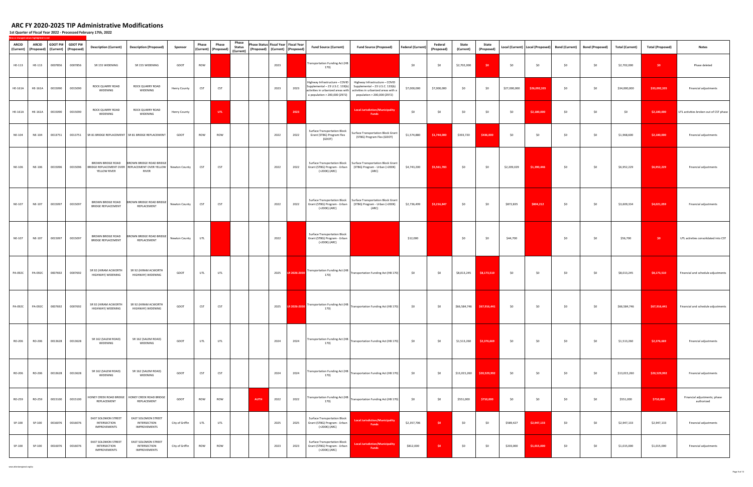# ARC FY 2020-2025 TIP Administrative Modifications

**1st Quarter of Fiscal Year 2022 - Processed February 17th, 2022**

New or changed values highlighted in red

| ARCID (Current) | ARCID (Proposed) | GDOT PI# (Current) | GDOT PI# (Proposed) | Description (Current) | Description (Proposed) | Sponsor | Phase (Current) | Phase (Proposed) | Phase Status (Current) | Phase Status (Proposed) | Fiscal Year (Current) | Fiscal Year (Proposed) | Fund Source (Current) | Fund Source (Proposed) | Federal (Current) | Federal (Proposed) | State (Current) | State (Proposed) | Local (Current) | Local (Proposed) | Bond (Current) | Bond (Proposed) | Total (Current) | Total (Proposed) | Notes |
|---|---|---|---|---|---|---|---|---|---|---|---|---|---|---|---|---|---|---|---|---|---|---|---|---|---|
| HE-113 | HE-113 | 0007856 | 0007856 | SR 155 WIDENING | SR 155 WIDENING | GDOT | ROW | | | | 2023 | | Transportation Funding Act (HB 170) | | $0 | $0 | $2,702,000 | $0 | $0 | $0 | $0 | $0 | $2,702,000 | $0 | Phase deleted |
| HE-161A | HE-161A | 0015090 | 0015090 | ROCK QUARRY ROAD WIDENING | ROCK QUARRY ROAD WIDENING | Henry County | CST | CST | | | 2023 | 2023 | Highway Infrastructure – COVID Supplemental – 23 U.S.C. 133(b) activities in urbanized areas with a population > 200,000 (Z972) | Highway Infrastructure – COVID Supplemental – 23 U.S.C. 133(b) activities in urbanized areas with a population > 200,000 (Z972) | $7,000,000 | $7,000,000 | $0 | $0 | $27,000,000 | $26,092,335 | $0 | $0 | $34,000,000 | $33,092,335 | Financial adjustments |
| HE-161A | HE-161A | 0015090 | 0015090 | ROCK QUARRY ROAD WIDENING | ROCK QUARRY ROAD WIDENING | Henry County | | UTL | | | | 2023 | | Local Jurisdiction/Municipality Funds | $0 | $0 | $0 | $0 | $0 | $2,180,000 | $0 | $0 | $0 | $2,180,000 | UTL activities broken out of CST phase |
| NE-104 | NE-104 | 0013751 | 0013751 | SR 81 BRIDGE REPLACEMENT | SR 81 BRIDGE REPLACEMENT | GDOT | ROW | ROW | | | 2022 | 2022 | Surface Transportation Block Grant (STBG) Program Flex (GDOT) | Surface Transportation Block Grant (STBG) Program Flex (GDOT) | $1,574,880 | $1,744,000 | $393,720 | $436,000 | $0 | $0 | $0 | $0 | $1,968,600 | $2,180,000 | Financial adjustments |
| NE-106 | NE-106 | 0015096 | 0015096 | BROWN BRIDGE ROAD BRIDGE REPLACEMENT OVER YELLOW RIVER | BROWN BRIDGE ROAD BRIDGE REPLACEMENT OVER YELLOW RIVER | Newton County | CST | CST | | | 2022 | 2022 | Surface Transportation Block Grant (STBG) Program - Urban (>200K) (ARC) | Surface Transportation Block Grant (STBG) Program - Urban (>200K) (ARC) | $4,743,200 | $5,561,783 | $0 | $0 | $2,209,029 | $1,390,446 | $0 | $0 | $6,952,229 | $6,952,229 | Financial adjustments |
| NE-107 | NE-107 | 0015097 | 0015097 | BROWN BRIDGE ROAD BRIDGE REPLACEMENT | BROWN BRIDGE ROAD BRIDGE REPLACEMENT | Newton County | CST | CST | | | 2022 | 2022 | Surface Transportation Block Grant (STBG) Program - Urban (>200K) (ARC) | Surface Transportation Block Grant (STBG) Program - Urban (>200K) (ARC) | $2,736,499 | $3,216,847 | $0 | $0 | $872,835 | $804,212 | $0 | $0 | $3,609,334 | $4,021,059 | Financial adjustments |
| NE-107 | NE-107 | 0015097 | 0015097 | BROWN BRIDGE ROAD BRIDGE REPLACEMENT | BROWN BRIDGE ROAD BRIDGE REPLACEMENT | Newton County | UTL | | | | 2022 | | Surface Transportation Block Grant (STBG) Program - Urban (>200K) (ARC) | | $12,000 | | $0 | $0 | $44,700 | | $0 | $0 | $56,700 | $0 | UTL activities consolidated into CST |
| PA-092C | PA-092C | 0007692 | 0007692 | SR 92 (HIRAM ACWORTH HIGHWAY) WIDENING | SR 92 (HIRAM ACWORTH HIGHWAY) WIDENING | GDOT | UTL | UTL | | | 2025 | LR 2026-2030 | Transportation Funding Act (HB 170) | Transportation Funding Act (HB 170) | $0 | $0 | $8,013,245 | $8,173,510 | $0 | $0 | $0 | $0 | $8,013,245 | $8,173,510 | Financial and schedule adjustments |
| PA-092C | PA-092C | 0007692 | 0007692 | SR 92 (HIRAM ACWORTH HIGHWAY) WIDENING | SR 92 (HIRAM ACWORTH HIGHWAY) WIDENING | GDOT | CST | CST | | | 2025 | LR 2026-2030 | Transportation Funding Act (HB 170) | Transportation Funding Act (HB 170) | $0 | $0 | $66,584,746 | $67,916,441 | $0 | $0 | $0 | $0 | $66,584,746 | $67,916,441 | Financial and schedule adjustments |
| RD-206 | RD-206 | 0013628 | 0013628 | SR 162 (SALEM ROAD) WIDENING | SR 162 (SALEM ROAD) WIDENING | GDOT | UTL | UTL | | | 2024 | 2024 | Transportation Funding Act (HB 170) | Transportation Funding Act (HB 170) | $0 | $0 | $1,513,260 | $2,376,669 | $0 | $0 | $0 | $0 | $1,513,260 | $2,376,669 | Financial adjustments |
| RD-206 | RD-206 | 0013628 | 0013628 | SR 162 (SALEM ROAD) WIDENING | SR 162 (SALEM ROAD) WIDENING | GDOT | CST | CST | | | 2024 | 2024 | Transportation Funding Act (HB 170) | Transportation Funding Act (HB 170) | $0 | $0 | $13,015,260 | $20,529,992 | $0 | $0 | $0 | $0 | $13,015,260 | $20,529,992 | Financial adjustments |
| RD-259 | RD-259 | 0015100 | 0015100 | HONEY CREEK ROAD BRIDGE REPLACEMENT | HONEY CREEK ROAD BRIDGE REPLACEMENT | GDOT | ROW | ROW | | AUTH | 2022 | 2022 | Transportation Funding Act (HB 170) | Transportation Funding Act (HB 170) | $0 | $0 | $551,000 | $710,000 | $0 | $0 | $0 | $0 | $551,000 | $710,000 | Financial adjustments; phase authorized |
| SP-100 | SP-100 | 0016076 | 0016076 | EAST SOLOMON STREET INTERSECTION IMPROVEMENTS | EAST SOLOMON STREET INTERSECTION IMPROVEMENTS | City of Griffin | UTL | UTL | | | 2025 | 2025 | Surface Transportation Block Grant (STBG) Program - Urban (>200K) (ARC) | Local Jurisdiction/Municipality Funds | $2,357,706 | $0 | $0 | $0 | $589,427 | $2,947,133 | $0 | $0 | $2,947,133 | $2,947,133 | Financial adjustments |
| SP-100 | SP-100 | 0016076 | 0016076 | EAST SOLOMON STREET INTERSECTION IMPROVEMENTS | EAST SOLOMON STREET INTERSECTION IMPROVEMENTS | City of Griffin | ROW | ROW | | | 2023 | 2023 | Surface Transportation Block Grant (STBG) Program - Urban (>200K) (ARC) | Local Jurisdiction/Municipality Funds | $812,000 | $0 | $0 | $0 | $203,000 | $1,015,000 | $0 | $0 | $1,015,000 | $1,015,000 | Financial adjustments |

www.atlantaregional.org/tip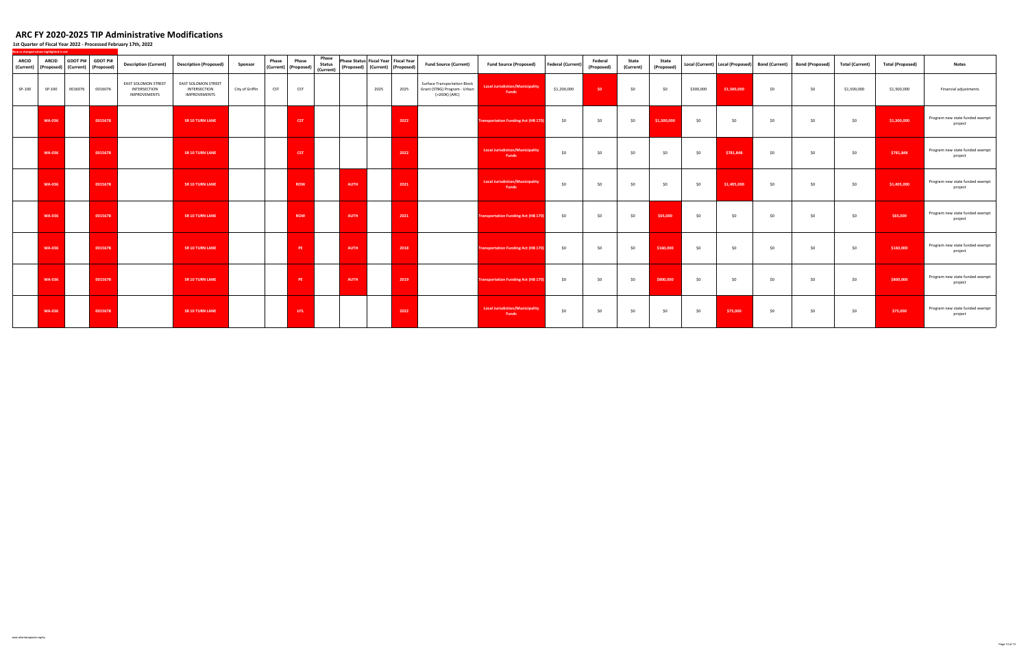# ARC FY 2020-2025 TIP Administrative Modifications

**1st Quarter of Fiscal Year 2022 - Processed February 17th, 2022**

New or changed values highlighted in red

| ARCID (Current) | ARCID (Proposed) | GDOT PI# (Current) | GDOT PI# (Proposed) | Description (Current) | Description (Proposed) | Sponsor | Phase (Current) | Phase (Proposed) | Phase Status (Current) | Phase Status (Proposed) | Fiscal Year (Current) | Fiscal Year (Proposed) | Fund Source (Current) | Fund Source (Proposed) | Federal (Current) | Federal (Proposed) | State (Current) | State (Proposed) | Local (Current) | Local (Proposed) | Bond (Current) | Bond (Proposed) | Total (Current) | Total (Proposed) | Notes |
|---|---|---|---|---|---|---|---|---|---|---|---|---|---|---|---|---|---|---|---|---|---|---|---|---|---|
| SP-100 | SP-100 | 0016076 | 0016076 | EAST SOLOMON STREET INTERSECTION IMPROVEMENTS | EAST SOLOMON STREET INTERSECTION IMPROVEMENTS | City of Griffin | CST | CST | | | 2025 | 2025 | Surface Transportation Block Grant (STBG) Program - Urban (>200K) (ARC) | Local Jurisdiction/Municipality Funds | $1,200,000 | $0 | $0 | $0 | $300,000 | $1,500,000 | $0 | $0 | $1,500,000 | $1,500,000 | Financial adjustments |
| | WA-036 | | 0015678 | | SR 10 TURN LANE | | | CST | | | | 2022 | | Transportation Funding Act (HB 170) | $0 | $0 | $0 | $1,300,000 | $0 | $0 | $0 | $0 | $0 | $1,300,000 | Program new state funded exempt project |
| | WA-036 | | 0015678 | | SR 10 TURN LANE | | | CST | | | | 2022 | | Local Jurisdiction/Municipality Funds | $0 | $0 | $0 | $0 | $0 | $781,848 | $0 | $0 | $0 | $781,848 | Program new state funded exempt project |
| | WA-036 | | 0015678 | | SR 10 TURN LANE | | | ROW | | AUTH | | 2021 | | Local Jurisdiction/Municipality Funds | $0 | $0 | $0 | $0 | $0 | $1,405,000 | $0 | $0 | $0 | $1,405,000 | Program new state funded exempt project |
| | WA-036 | | 0015678 | | SR 10 TURN LANE | | | ROW | | AUTH | | 2021 | | Transportation Funding Act (HB 170) | $0 | $0 | $0 | $65,000 | $0 | $0 | $0 | $0 | $0 | $65,000 | Program new state funded exempt project |
| | WA-036 | | 0015678 | | SR 10 TURN LANE | | | PE | | AUTH | | 2018 | | Transportation Funding Act (HB 170) | $0 | $0 | $0 | $160,000 | $0 | $0 | $0 | $0 | $0 | $160,000 | Program new state funded exempt project |
| | WA-036 | | 0015678 | | SR 10 TURN LANE | | | PE | | AUTH | | 2019 | | Transportation Funding Act (HB 170) | $0 | $0 | $0 | $800,000 | $0 | $0 | $0 | $0 | $0 | $800,000 | Program new state funded exempt project |
| | WA-036 | | 0015678 | | SR 10 TURN LANE | | | UTL | | | | 2022 | | Local Jurisdiction/Municipality Funds | $0 | $0 | $0 | $0 | $0 | $75,000 | $0 | $0 | $0 | $75,000 | Program new state funded exempt project |

www.atlantaregional.org/tip